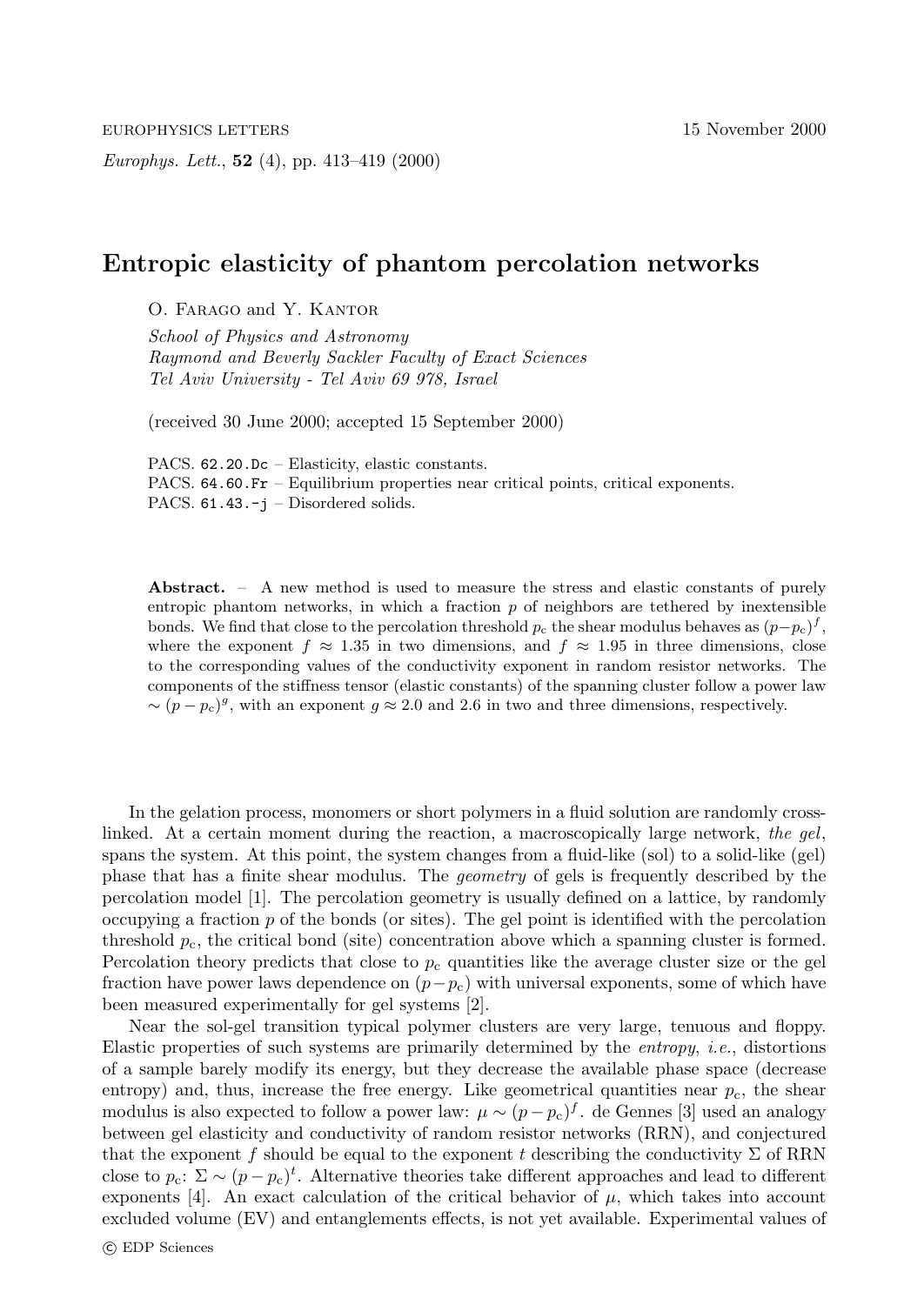# Entropic elasticity of phantom percolation networks

O. Farago and Y. Kantor

*School of Physics and Astronomy*
*Raymond and Beverly Sackler Faculty of Exact Sciences*
*Tel Aviv University - Tel Aviv 69 978, Israel*

(received 30 June 2000; accepted 15 September 2000)

PACS. 62.20.Dc – Elasticity, elastic constants.
PACS. 64.60.Fr – Equilibrium properties near critical points, critical exponents.
PACS. 61.43.-j – Disordered solids.

**Abstract.** – A new method is used to measure the stress and elastic constants of purely entropic phantom networks, in which a fraction $p$ of neighbors are tethered by inextensible bonds. We find that close to the percolation threshold $p_c$ the shear modulus behaves as $(p-p_c)^f$, where the exponent $f \approx 1.35$ in two dimensions, and $f \approx 1.95$ in three dimensions, close to the corresponding values of the conductivity exponent in random resistor networks. The components of the stiffness tensor (elastic constants) of the spanning cluster follow a power law $\sim (p-p_c)^g$, with an exponent $g \approx 2.0$ and 2.6 in two and three dimensions, respectively.

In the gelation process, monomers or short polymers in a fluid solution are randomly cross-linked. At a certain moment during the reaction, a macroscopically large network, *the gel*, spans the system. At this point, the system changes from a fluid-like (sol) to a solid-like (gel) phase that has a finite shear modulus. The *geometry* of gels is frequently described by the percolation model [1]. The percolation geometry is usually defined on a lattice, by randomly occupying a fraction $p$ of the bonds (or sites). The gel point is identified with the percolation threshold $p_c$, the critical bond (site) concentration above which a spanning cluster is formed. Percolation theory predicts that close to $p_c$ quantities like the average cluster size or the gel fraction have power laws dependence on $(p-p_c)$ with universal exponents, some of which have been measured experimentally for gel systems [2].

Near the sol-gel transition typical polymer clusters are very large, tenuous and floppy. Elastic properties of such systems are primarily determined by the *entropy*, *i.e.*, distortions of a sample barely modify its energy, but they decrease the available phase space (decrease entropy) and, thus, increase the free energy. Like geometrical quantities near $p_c$, the shear modulus is also expected to follow a power law: $\mu \sim (p-p_c)^f$. de Gennes [3] used an analogy between gel elasticity and conductivity of random resistor networks (RRN), and conjectured that the exponent $f$ should be equal to the exponent $t$ describing the conductivity $\Sigma$ of RRN close to $p_c$: $\Sigma \sim (p-p_c)^t$. Alternative theories take different approaches and lead to different exponents [4]. An exact calculation of the critical behavior of $\mu$, which takes into account excluded volume (EV) and entanglements effects, is not yet available. Experimental values of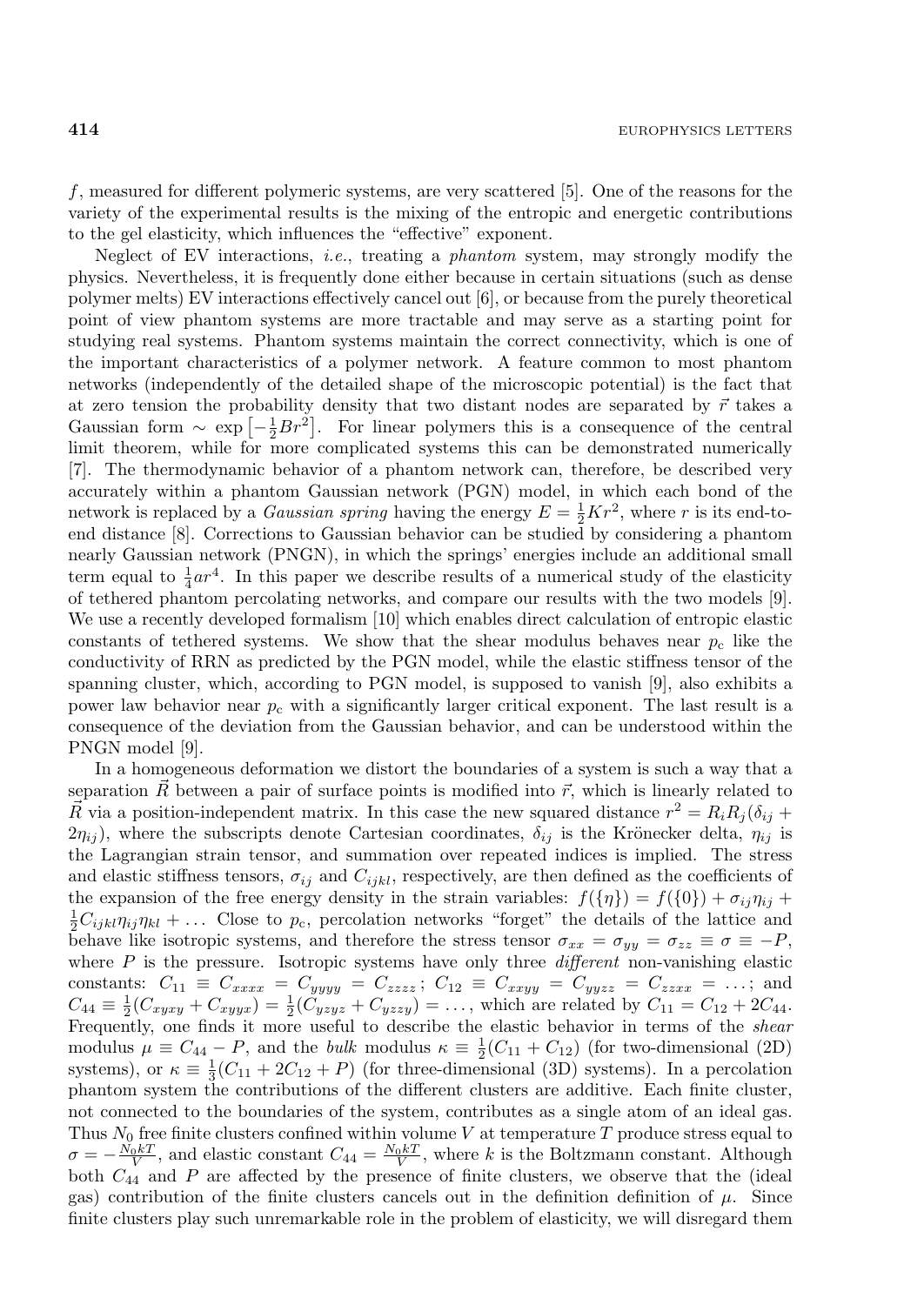$f$, measured for different polymeric systems, are very scattered [5]. One of the reasons for the variety of the experimental results is the mixing of the entropic and energetic contributions to the gel elasticity, which influences the "effective" exponent.

Neglect of EV interactions, *i.e.*, treating a *phantom* system, may strongly modify the physics. Nevertheless, it is frequently done either because in certain situations (such as dense polymer melts) EV interactions effectively cancel out [6], or because from the purely theoretical point of view phantom systems are more tractable and may serve as a starting point for studying real systems. Phantom systems maintain the correct connectivity, which is one of the important characteristics of a polymer network. A feature common to most phantom networks (independently of the detailed shape of the microscopic potential) is the fact that at zero tension the probability density that two distant nodes are separated by $\vec{r}$ takes a Gaussian form $\sim \exp\left[-\frac{1}{2}Br^2\right]$. For linear polymers this is a consequence of the central limit theorem, while for more complicated systems this can be demonstrated numerically [7]. The thermodynamic behavior of a phantom network can, therefore, be described very accurately within a phantom Gaussian network (PGN) model, in which each bond of the network is replaced by a *Gaussian spring* having the energy $E = \frac{1}{2}Kr^2$, where $r$ is its end-to-end distance [8]. Corrections to Gaussian behavior can be studied by considering a phantom nearly Gaussian network (PNGN), in which the springs' energies include an additional small term equal to $\frac{1}{4}ar^4$. In this paper we describe results of a numerical study of the elasticity of tethered phantom percolating networks, and compare our results with the two models [9]. We use a recently developed formalism [10] which enables direct calculation of entropic elastic constants of tethered systems. We show that the shear modulus behaves near $p_c$ like the conductivity of RRN as predicted by the PGN model, while the elastic stiffness tensor of the spanning cluster, which, according to PGN model, is supposed to vanish [9], also exhibits a power law behavior near $p_c$ with a significantly larger critical exponent. The last result is a consequence of the deviation from the Gaussian behavior, and can be understood within the PNGN model [9].

In a homogeneous deformation we distort the boundaries of a system is such a way that a separation $\vec{R}$ between a pair of surface points is modified into $\vec{r}$, which is linearly related to $\vec{R}$ via a position-independent matrix. In this case the new squared distance $r^2 = R_iR_j(\delta_{ij} + 2\eta_{ij})$, where the subscripts denote Cartesian coordinates, $\delta_{ij}$ is the Krönecker delta, $\eta_{ij}$ is the Lagrangian strain tensor, and summation over repeated indices is implied. The stress and elastic stiffness tensors, $\sigma_{ij}$ and $C_{ijkl}$, respectively, are then defined as the coefficients of the expansion of the free energy density in the strain variables: $f(\{\eta\}) = f(\{0\}) + \sigma_{ij}\eta_{ij} + \frac{1}{2}C_{ijkl}\eta_{ij}\eta_{kl} + \ldots$ Close to $p_c$, percolation networks "forget" the details of the lattice and behave like isotropic systems, and therefore the stress tensor $\sigma_{xx} = \sigma_{yy} = \sigma_{zz} \equiv \sigma \equiv -P$, where $P$ is the pressure. Isotropic systems have only three *different* non-vanishing elastic constants: $C_{11} \equiv C_{xxxx} = C_{yyyy} = C_{zzzz}$; $C_{12} \equiv C_{xxyy} = C_{yyzz} = C_{zzxx} = \ldots$; and $C_{44} \equiv \frac{1}{2}(C_{xyxy} + C_{xyyx}) = \frac{1}{2}(C_{yzyz} + C_{yzzy}) = \ldots$, which are related by $C_{11} = C_{12} + 2C_{44}$. Frequently, one finds it more useful to describe the elastic behavior in terms of the *shear* modulus $\mu \equiv C_{44} - P$, and the *bulk* modulus $\kappa \equiv \frac{1}{2}(C_{11} + C_{12})$ (for two-dimensional (2D) systems), or $\kappa \equiv \frac{1}{3}(C_{11} + 2C_{12} + P)$ (for three-dimensional (3D) systems). In a percolation phantom system the contributions of the different clusters are additive. Each finite cluster, not connected to the boundaries of the system, contributes as a single atom of an ideal gas. Thus $N_0$ free finite clusters confined within volume $V$ at temperature $T$ produce stress equal to $\sigma = -\frac{N_0kT}{V}$, and elastic constant $C_{44} = \frac{N_0kT}{V}$, where $k$ is the Boltzmann constant. Although both $C_{44}$ and $P$ are affected by the presence of finite clusters, we observe that the (ideal gas) contribution of the finite clusters cancels out in the definition definition of $\mu$. Since finite clusters play such unremarkable role in the problem of elasticity, we will disregard them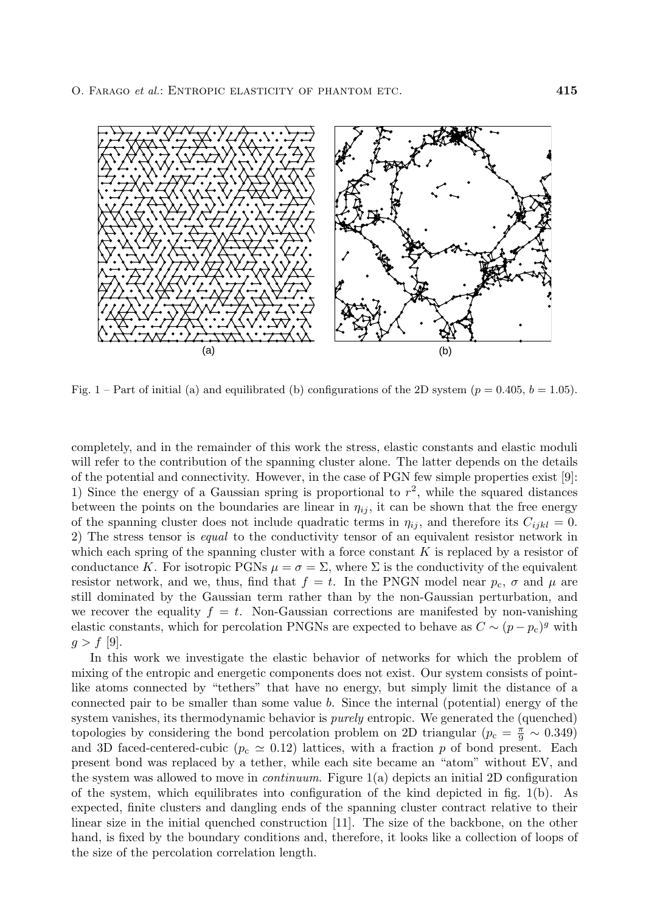Fig. 1 – Part of initial (a) and equilibrated (b) configurations of the 2D system ($p = 0.405$, $b = 1.05$).

completely, and in the remainder of this work the stress, elastic constants and elastic moduli will refer to the contribution of the spanning cluster alone. The latter depends on the details of the potential and connectivity. However, in the case of PGN few simple properties exist [9]: 1) Since the energy of a Gaussian spring is proportional to $r^2$, while the squared distances between the points on the boundaries are linear in $\eta_{ij}$, it can be shown that the free energy of the spanning cluster does not include quadratic terms in $\eta_{ij}$, and therefore its $C_{ijkl} = 0$. 2) The stress tensor is *equal* to the conductivity tensor of an equivalent resistor network in which each spring of the spanning cluster with a force constant $K$ is replaced by a resistor of conductance $K$. For isotropic PGNs $\mu = \sigma = \Sigma$, where $\Sigma$ is the conductivity of the equivalent resistor network, and we, thus, find that $f = t$. In the PNGN model near $p_c$, $\sigma$ and $\mu$ are still dominated by the Gaussian term rather than by the non-Gaussian perturbation, and we recover the equality $f = t$. Non-Gaussian corrections are manifested by non-vanishing elastic constants, which for percolation PNGNs are expected to behave as $C \sim (p - p_c)^g$ with $g > f$ [9].

In this work we investigate the elastic behavior of networks for which the problem of mixing of the entropic and energetic components does not exist. Our system consists of point-like atoms connected by "tethers" that have no energy, but simply limit the distance of a connected pair to be smaller than some value $b$. Since the internal (potential) energy of the system vanishes, its thermodynamic behavior is *purely* entropic. We generated the (quenched) topologies by considering the bond percolation problem on 2D triangular ($p_c = \frac{\pi}{9} \sim 0.349$) and 3D faced-centered-cubic ($p_c \simeq 0.12$) lattices, with a fraction $p$ of bond present. Each present bond was replaced by a tether, while each site became an "atom" without EV, and the system was allowed to move in *continuum*. Figure 1(a) depicts an initial 2D configuration of the system, which equilibrates into configuration of the kind depicted in fig. 1(b). As expected, finite clusters and dangling ends of the spanning cluster contract relative to their linear size in the initial quenched construction [11]. The size of the backbone, on the other hand, is fixed by the boundary conditions and, therefore, it looks like a collection of loops of the size of the percolation correlation length.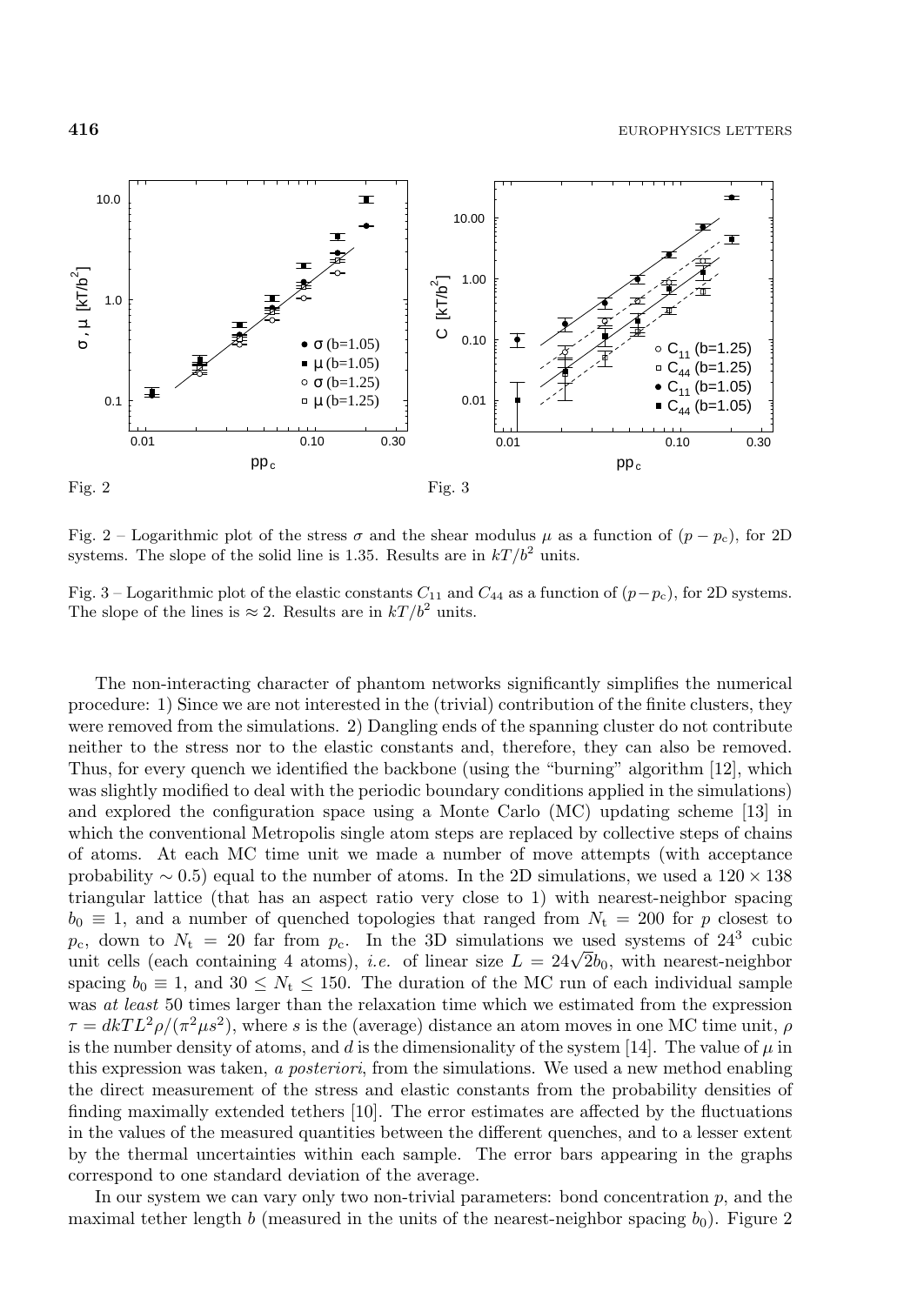Fig. 2

Fig. 3

Fig. 2 – Logarithmic plot of the stress $\sigma$ and the shear modulus $\mu$ as a function of $(p - p_c)$, for 2D systems. The slope of the solid line is 1.35. Results are in $kT/b^2$ units.

Fig. 3 – Logarithmic plot of the elastic constants $C_{11}$ and $C_{44}$ as a function of $(p-p_c)$, for 2D systems. The slope of the lines is $\approx 2$. Results are in $kT/b^2$ units.

The non-interacting character of phantom networks significantly simplifies the numerical procedure: 1) Since we are not interested in the (trivial) contribution of the finite clusters, they were removed from the simulations. 2) Dangling ends of the spanning cluster do not contribute neither to the stress nor to the elastic constants and, therefore, they can also be removed. Thus, for every quench we identified the backbone (using the "burning" algorithm [12], which was slightly modified to deal with the periodic boundary conditions applied in the simulations) and explored the configuration space using a Monte Carlo (MC) updating scheme [13] in which the conventional Metropolis single atom steps are replaced by collective steps of chains of atoms. At each MC time unit we made a number of move attempts (with acceptance probability $\sim 0.5$) equal to the number of atoms. In the 2D simulations, we used a $120 \times 138$ triangular lattice (that has an aspect ratio very close to 1) with nearest-neighbor spacing $b_0 \equiv 1$, and a number of quenched topologies that ranged from $N_t = 200$ for $p$ closest to $p_c$, down to $N_t = 20$ far from $p_c$. In the 3D simulations we used systems of $24^3$ cubic unit cells (each containing 4 atoms), *i.e.* of linear size $L = 24\sqrt{2}b_0$, with nearest-neighbor spacing $b_0 \equiv 1$, and $30 \leq N_t \leq 150$. The duration of the MC run of each individual sample was *at least* 50 times larger than the relaxation time which we estimated from the expression $\tau = dkTL^2\rho/(\pi^2\mu s^2)$, where $s$ is the (average) distance an atom moves in one MC time unit, $\rho$ is the number density of atoms, and $d$ is the dimensionality of the system [14]. The value of $\mu$ in this expression was taken, *a posteriori*, from the simulations. We used a new method enabling the direct measurement of the stress and elastic constants from the probability densities of finding maximally extended tethers [10]. The error estimates are affected by the fluctuations in the values of the measured quantities between the different quenches, and to a lesser extent by the thermal uncertainties within each sample. The error bars appearing in the graphs correspond to one standard deviation of the average.

In our system we can vary only two non-trivial parameters: bond concentration $p$, and the maximal tether length $b$ (measured in the units of the nearest-neighbor spacing $b_0$). Figure 2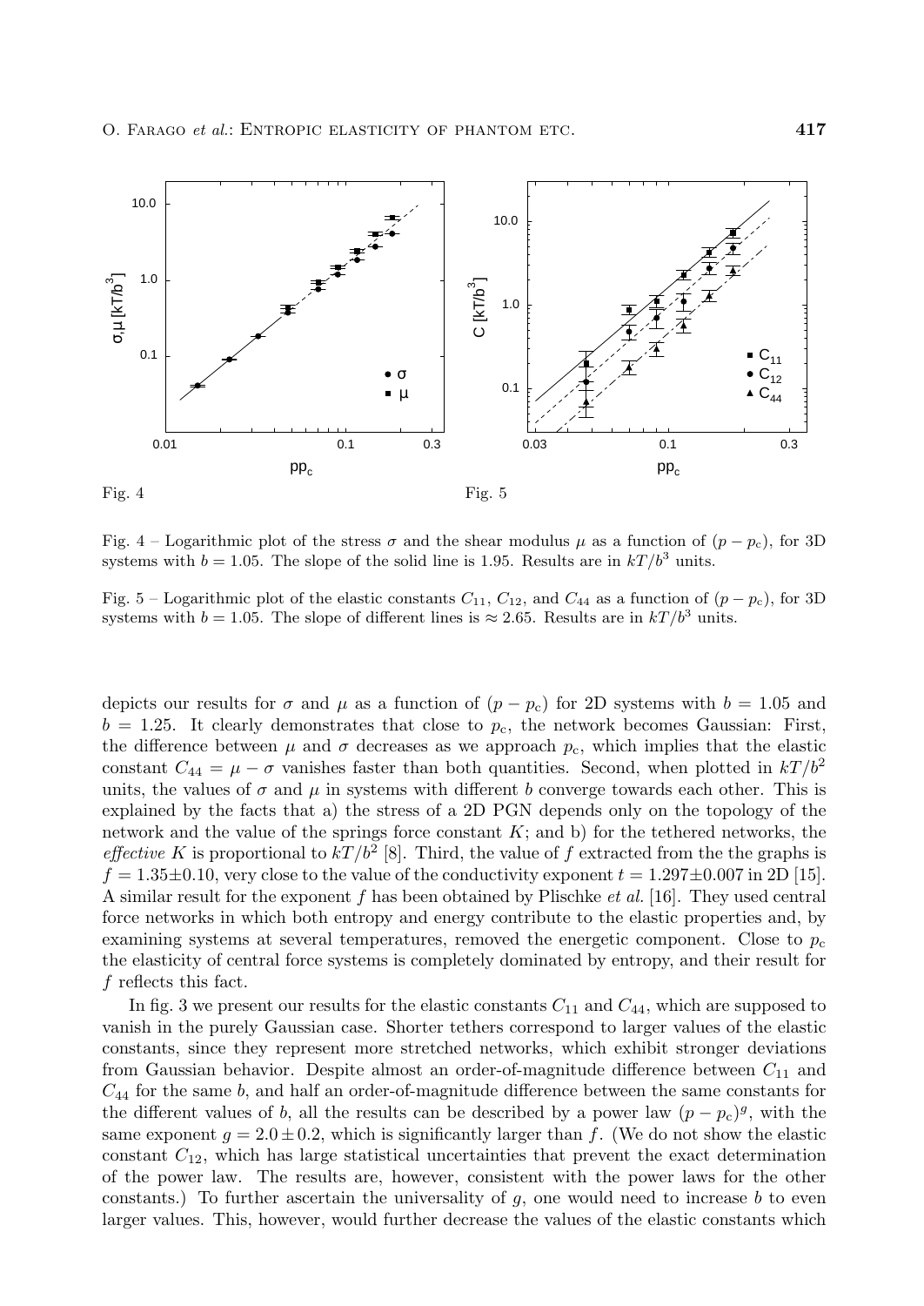Fig. 4

Fig. 5

Fig. 4 – Logarithmic plot of the stress $\sigma$ and the shear modulus $\mu$ as a function of $(p - p_c)$, for 3D systems with $b = 1.05$. The slope of the solid line is 1.95. Results are in $kT/b^3$ units.

Fig. 5 – Logarithmic plot of the elastic constants $C_{11}$, $C_{12}$, and $C_{44}$ as a function of $(p - p_c)$, for 3D systems with $b = 1.05$. The slope of different lines is $\approx 2.65$. Results are in $kT/b^3$ units.

depicts our results for $\sigma$ and $\mu$ as a function of $(p - p_c)$ for 2D systems with $b = 1.05$ and $b = 1.25$. It clearly demonstrates that close to $p_c$, the network becomes Gaussian: First, the difference between $\mu$ and $\sigma$ decreases as we approach $p_c$, which implies that the elastic constant $C_{44} = \mu - \sigma$ vanishes faster than both quantities. Second, when plotted in $kT/b^2$ units, the values of $\sigma$ and $\mu$ in systems with different $b$ converge towards each other. This is explained by the facts that a) the stress of a 2D PGN depends only on the topology of the network and the value of the springs force constant $K$; and b) for the tethered networks, the *effective* $K$ is proportional to $kT/b^2$ [8]. Third, the value of $f$ extracted from the the graphs is $f = 1.35 \pm 0.10$, very close to the value of the conductivity exponent $t = 1.297 \pm 0.007$ in 2D [15]. A similar result for the exponent $f$ has been obtained by Plischke *et al.* [16]. They used central force networks in which both entropy and energy contribute to the elastic properties and, by examining systems at several temperatures, removed the energetic component. Close to $p_c$ the elasticity of central force systems is completely dominated by entropy, and their result for $f$ reflects this fact.

In fig. 3 we present our results for the elastic constants $C_{11}$ and $C_{44}$, which are supposed to vanish in the purely Gaussian case. Shorter tethers correspond to larger values of the elastic constants, since they represent more stretched networks, which exhibit stronger deviations from Gaussian behavior. Despite almost an order-of-magnitude difference between $C_{11}$ and $C_{44}$ for the same $b$, and half an order-of-magnitude difference between the same constants for the different values of $b$, all the results can be described by a power law $(p - p_c)^g$, with the same exponent $g = 2.0 \pm 0.2$, which is significantly larger than $f$. (We do not show the elastic constant $C_{12}$, which has large statistical uncertainties that prevent the exact determination of the power law. The results are, however, consistent with the power laws for the other constants.) To further ascertain the universality of $g$, one would need to increase $b$ to even larger values. This, however, would further decrease the values of the elastic constants which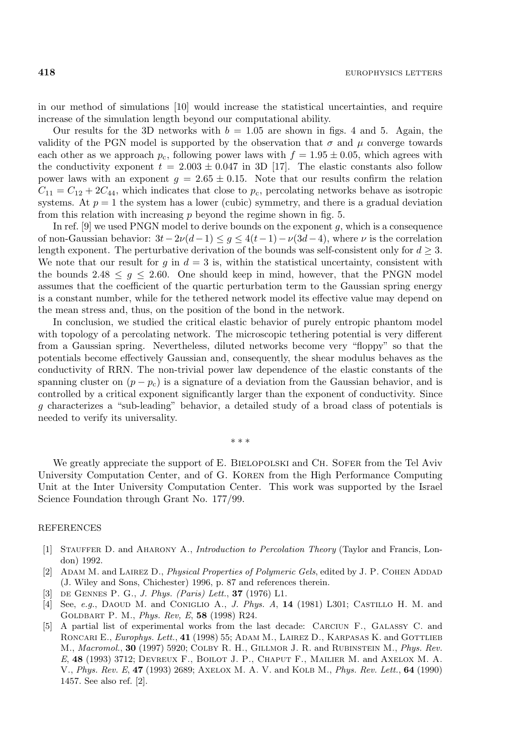in our method of simulations [10] would increase the statistical uncertainties, and require increase of the simulation length beyond our computational ability.

Our results for the 3D networks with $b = 1.05$ are shown in figs. 4 and 5. Again, the validity of the PGN model is supported by the observation that $\sigma$ and $\mu$ converge towards each other as we approach $p_c$, following power laws with $f = 1.95 \pm 0.05$, which agrees with the conductivity exponent $t = 2.003 \pm 0.047$ in 3D [17]. The elastic constants also follow power laws with an exponent $g = 2.65 \pm 0.15$. Note that our results confirm the relation $C_{11} = C_{12} + 2C_{44}$, which indicates that close to $p_c$, percolating networks behave as isotropic systems. At $p = 1$ the system has a lower (cubic) symmetry, and there is a gradual deviation from this relation with increasing $p$ beyond the regime shown in fig. 5.

In ref. [9] we used PNGN model to derive bounds on the exponent $g$, which is a consequence of non-Gaussian behavior: $3t - 2\nu(d-1) \leq g \leq 4(t-1) - \nu(3d-4)$, where $\nu$ is the correlation length exponent. The perturbative derivation of the bounds was self-consistent only for $d \geq 3$. We note that our result for $g$ in $d = 3$ is, within the statistical uncertainty, consistent with the bounds $2.48 \leq g \leq 2.60$. One should keep in mind, however, that the PNGN model assumes that the coefficient of the quartic perturbation term to the Gaussian spring energy is a constant number, while for the tethered network model its effective value may depend on the mean stress and, thus, on the position of the bond in the network.

In conclusion, we studied the critical elastic behavior of purely entropic phantom model with topology of a percolating network. The microscopic tethering potential is very different from a Gaussian spring. Nevertheless, diluted networks become very "floppy" so that the potentials become effectively Gaussian and, consequently, the shear modulus behaves as the conductivity of RRN. The non-trivial power law dependence of the elastic constants of the spanning cluster on $(p - p_c)$ is a signature of a deviation from the Gaussian behavior, and is controlled by a critical exponent significantly larger than the exponent of conductivity. Since $g$ characterizes a "sub-leading" behavior, a detailed study of a broad class of potentials is needed to verify its universality.

\* \* \*

We greatly appreciate the support of E. Bielopolski and Ch. Sofer from the Tel Aviv University Computation Center, and of G. Koren from the High Performance Computing Unit at the Inter University Computation Center. This work was supported by the Israel Science Foundation through Grant No. 177/99.

## REFERENCES

[1] Stauffer D. and Aharony A., *Introduction to Percolation Theory* (Taylor and Francis, London) 1992.

[2] Adam M. and Lairez D., *Physical Properties of Polymeric Gels*, edited by J. P. Cohen Addad (J. Wiley and Sons, Chichester) 1996, p. 87 and references therein.

[3] de Gennes P. G., *J. Phys. (Paris) Lett.*, **37** (1976) L1.

[4] See, *e.g.*, Daoud M. and Coniglio A., *J. Phys. A*, **14** (1981) L301; Castillo H. M. and Goldbart P. M., *Phys. Rev, E*, **58** (1998) R24.

[5] A partial list of experimental works from the last decade: Carciun F., Galassy C. and Roncari E., *Europhys. Lett.*, **41** (1998) 55; Adam M., Lairez D., Karpasas K. and Gottlieb M., *Macromol.*, **30** (1997) 5920; Colby R. H., Gillmor J. R. and Rubinstein M., *Phys. Rev. E*, **48** (1993) 3712; Devreux F., Boilot J. P., Chaput F., Mailier M. and Axelox M. A. V., *Phys. Rev. E*, **47** (1993) 2689; Axelox M. A. V. and Kolb M., *Phys. Rev. Lett.*, **64** (1990) 1457. See also ref. [2].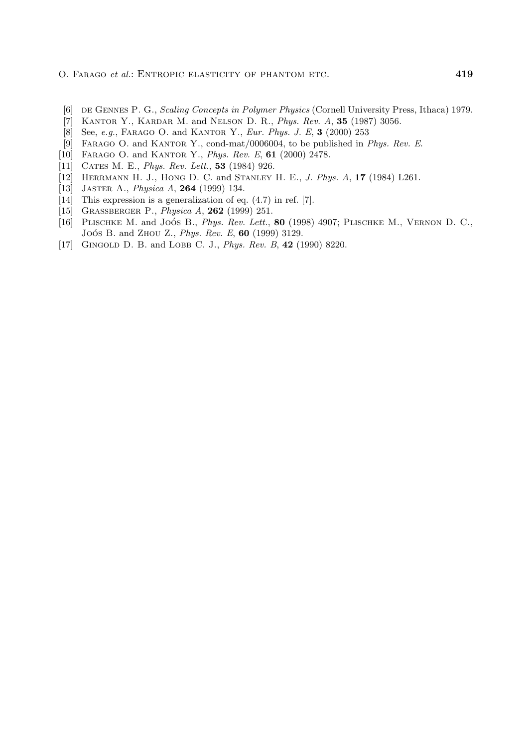[6] de Gennes P. G., *Scaling Concepts in Polymer Physics* (Cornell University Press, Ithaca) 1979.
[7] Kantor Y., Kardar M. and Nelson D. R., *Phys. Rev. A*, **35** (1987) 3056.
[8] See, *e.g.*, Farago O. and Kantor Y., *Eur. Phys. J. E*, **3** (2000) 253
[9] Farago O. and Kantor Y., cond-mat/0006004, to be published in *Phys. Rev. E*.
[10] Farago O. and Kantor Y., *Phys. Rev. E*, **61** (2000) 2478.
[11] Cates M. E., *Phys. Rev. Lett.*, **53** (1984) 926.
[12] Herrmann H. J., Hong D. C. and Stanley H. E., *J. Phys. A*, **17** (1984) L261.
[13] Jaster A., *Physica A*, **264** (1999) 134.
[14] This expression is a generalization of eq. (4.7) in ref. [7].
[15] Grassberger P., *Physica A*, **262** (1999) 251.
[16] Plischke M. and Joós B., *Phys. Rev. Lett.*, **80** (1998) 4907; Plischke M., Vernon D. C., Joós B. and Zhou Z., *Phys. Rev. E*, **60** (1999) 3129.
[17] Gingold D. B. and Lobb C. J., *Phys. Rev. B*, **42** (1990) 8220.